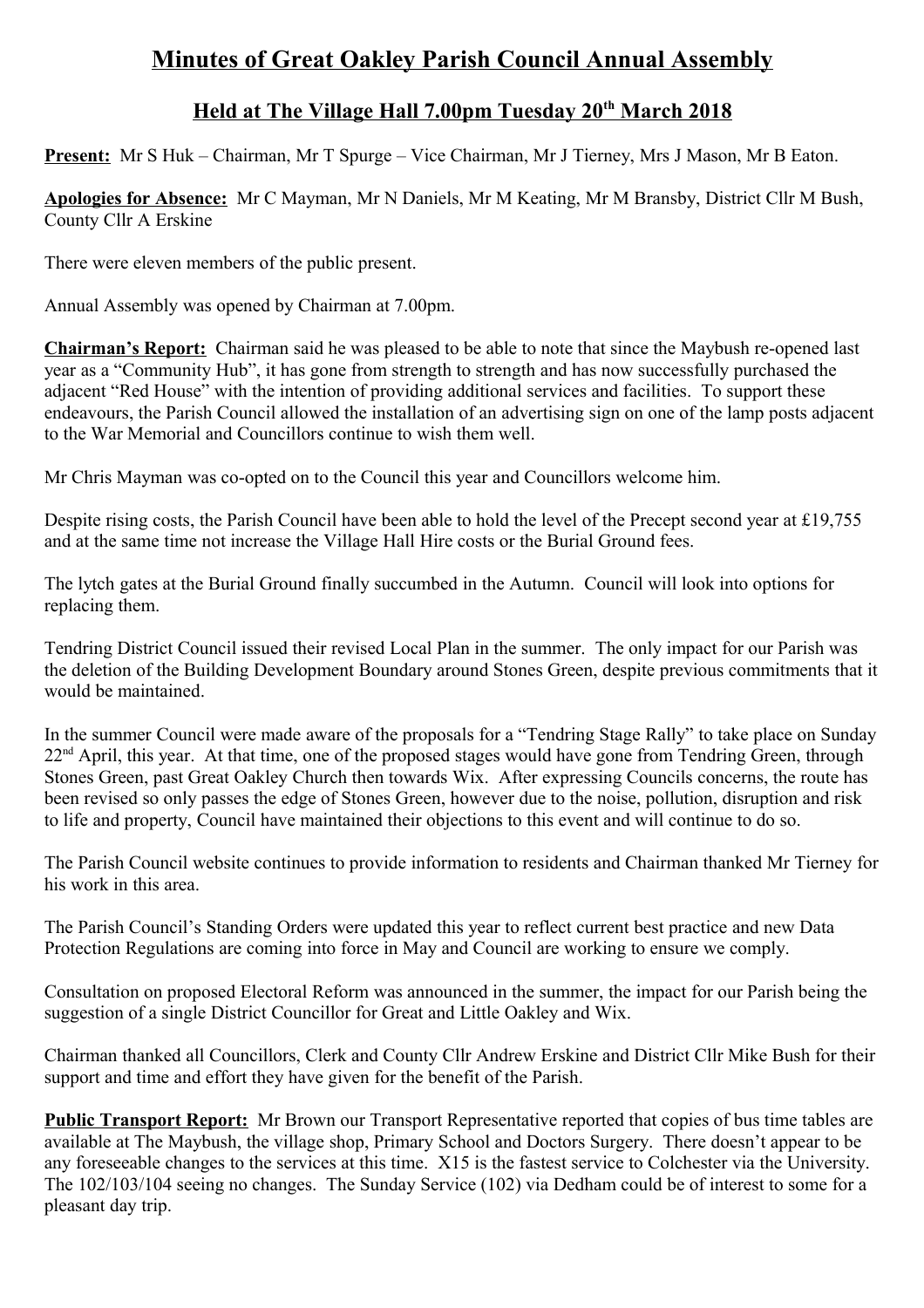# Minutes of Great Oakley Parish Council Annual Assembly

## Held at The Village Hall 7.00pm Tuesday 20th March 2018

**Present:** Mr S Huk – Chairman, Mr T Spurge – Vice Chairman, Mr J Tierney, Mrs J Mason, Mr B Eaton.

**Apologies for Absence:** Mr C Mayman, Mr N Daniels, Mr M Keating, Mr M Bransby, District Cllr M Bush, County Cllr A Erskine

There were eleven members of the public present.

Annual Assembly was opened by Chairman at 7.00pm.

**Chairman's Report:** Chairman said he was pleased to be able to note that since the Maybush re-opened last year as a "Community Hub", it has gone from strength to strength and has now successfully purchased the adjacent "Red House" with the intention of providing additional services and facilities. To support these endeavours, the Parish Council allowed the installation of an advertising sign on one of the lamp posts adjacent to the War Memorial and Councillors continue to wish them well.

Mr Chris Mayman was co-opted on to the Council this year and Councillors welcome him.

Despite rising costs, the Parish Council have been able to hold the level of the Precept second year at £19,755 and at the same time not increase the Village Hall Hire costs or the Burial Ground fees.

The lytch gates at the Burial Ground finally succumbed in the Autumn. Council will look into options for replacing them.

Tendring District Council issued their revised Local Plan in the summer. The only impact for our Parish was the deletion of the Building Development Boundary around Stones Green, despite previous commitments that it would be maintained.

In the summer Council were made aware of the proposals for a "Tendring Stage Rally" to take place on Sunday 22nd April, this year. At that time, one of the proposed stages would have gone from Tendring Green, through Stones Green, past Great Oakley Church then towards Wix. After expressing Councils concerns, the route has been revised so only passes the edge of Stones Green, however due to the noise, pollution, disruption and risk to life and property, Council have maintained their objections to this event and will continue to do so.

The Parish Council website continues to provide information to residents and Chairman thanked Mr Tierney for his work in this area.

The Parish Council's Standing Orders were updated this year to reflect current best practice and new Data Protection Regulations are coming into force in May and Council are working to ensure we comply.

Consultation on proposed Electoral Reform was announced in the summer, the impact for our Parish being the suggestion of a single District Councillor for Great and Little Oakley and Wix.

Chairman thanked all Councillors, Clerk and County Cllr Andrew Erskine and District Cllr Mike Bush for their support and time and effort they have given for the benefit of the Parish.

**Public Transport Report:** Mr Brown our Transport Representative reported that copies of bus time tables are available at The Maybush, the village shop, Primary School and Doctors Surgery. There doesn't appear to be any foreseeable changes to the services at this time. X15 is the fastest service to Colchester via the University. The 102/103/104 seeing no changes. The Sunday Service (102) via Dedham could be of interest to some for a pleasant day trip.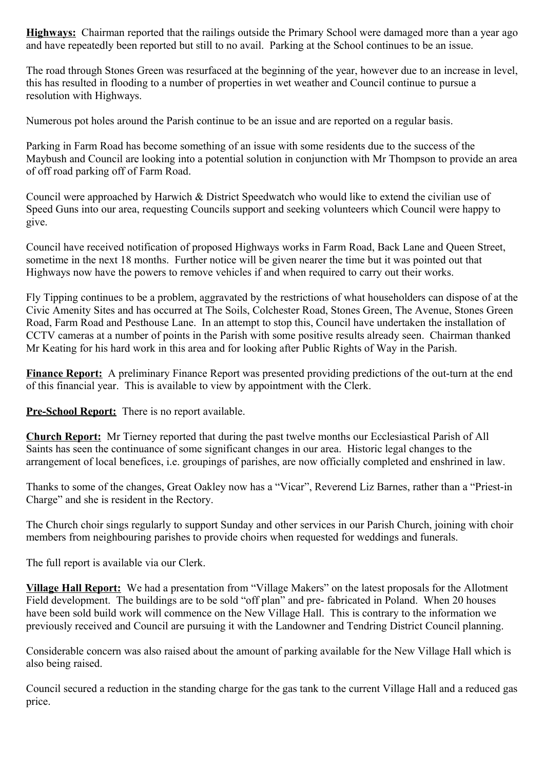**Highways:** Chairman reported that the railings outside the Primary School were damaged more than a year ago and have repeatedly been reported but still to no avail. Parking at the School continues to be an issue.

The road through Stones Green was resurfaced at the beginning of the year, however due to an increase in level, this has resulted in flooding to a number of properties in wet weather and Council continue to pursue a resolution with Highways.

Numerous pot holes around the Parish continue to be an issue and are reported on a regular basis.

Parking in Farm Road has become something of an issue with some residents due to the success of the Maybush and Council are looking into a potential solution in conjunction with Mr Thompson to provide an area of off road parking off of Farm Road.

Council were approached by Harwich & District Speedwatch who would like to extend the civilian use of Speed Guns into our area, requesting Councils support and seeking volunteers which Council were happy to give.

Council have received notification of proposed Highways works in Farm Road, Back Lane and Queen Street, sometime in the next 18 months. Further notice will be given nearer the time but it was pointed out that Highways now have the powers to remove vehicles if and when required to carry out their works.

Fly Tipping continues to be a problem, aggravated by the restrictions of what householders can dispose of at the Civic Amenity Sites and has occurred at The Soils, Colchester Road, Stones Green, The Avenue, Stones Green Road, Farm Road and Pesthouse Lane. In an attempt to stop this, Council have undertaken the installation of CCTV cameras at a number of points in the Parish with some positive results already seen. Chairman thanked Mr Keating for his hard work in this area and for looking after Public Rights of Way in the Parish.

**Finance Report:** A preliminary Finance Report was presented providing predictions of the out-turn at the end of this financial year. This is available to view by appointment with the Clerk.

**Pre-School Report:** There is no report available.

**Church Report:** Mr Tierney reported that during the past twelve months our Ecclesiastical Parish of All Saints has seen the continuance of some significant changes in our area. Historic legal changes to the arrangement of local benefices, i.e. groupings of parishes, are now officially completed and enshrined in law.

Thanks to some of the changes, Great Oakley now has a "Vicar", Reverend Liz Barnes, rather than a "Priest-in Charge" and she is resident in the Rectory.

The Church choir sings regularly to support Sunday and other services in our Parish Church, joining with choir members from neighbouring parishes to provide choirs when requested for weddings and funerals.

The full report is available via our Clerk.

**Village Hall Report:** We had a presentation from "Village Makers" on the latest proposals for the Allotment Field development. The buildings are to be sold "off plan" and pre- fabricated in Poland. When 20 houses have been sold build work will commence on the New Village Hall. This is contrary to the information we previously received and Council are pursuing it with the Landowner and Tendring District Council planning.

Considerable concern was also raised about the amount of parking available for the New Village Hall which is also being raised.

Council secured a reduction in the standing charge for the gas tank to the current Village Hall and a reduced gas price.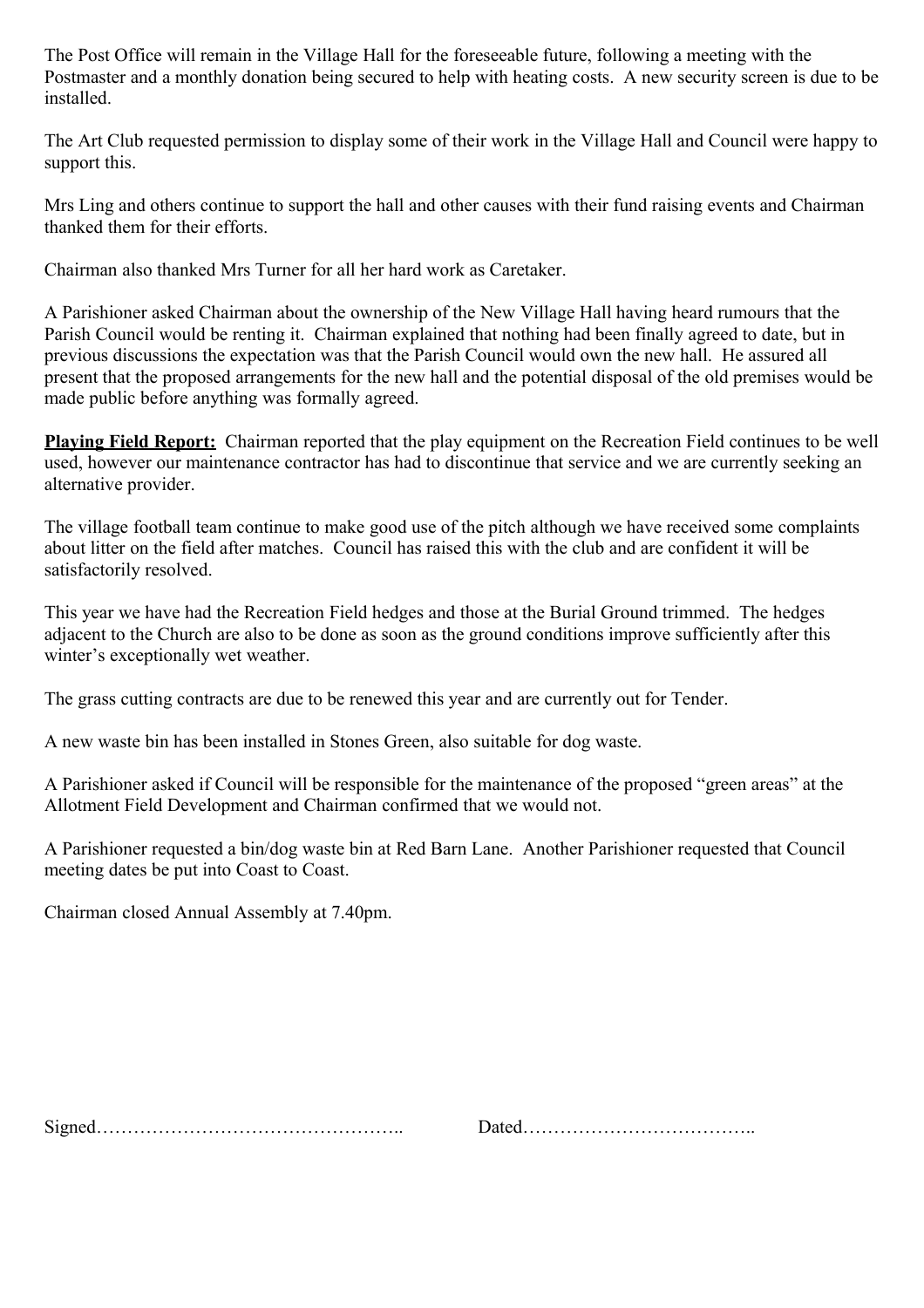The Post Office will remain in the Village Hall for the foreseeable future, following a meeting with the Postmaster and a monthly donation being secured to help with heating costs. A new security screen is due to be installed.

The Art Club requested permission to display some of their work in the Village Hall and Council were happy to support this.

Mrs Ling and others continue to support the hall and other causes with their fund raising events and Chairman thanked them for their efforts.

Chairman also thanked Mrs Turner for all her hard work as Caretaker.

A Parishioner asked Chairman about the ownership of the New Village Hall having heard rumours that the Parish Council would be renting it. Chairman explained that nothing had been finally agreed to date, but in previous discussions the expectation was that the Parish Council would own the new hall. He assured all present that the proposed arrangements for the new hall and the potential disposal of the old premises would be made public before anything was formally agreed.

**<u>Playing Field Report:</u>** Chairman reported that the play equipment on the Recreation Field continues to be well used, however our maintenance contractor has had to discontinue that service and we are currently seeking an alternative provider.

The village football team continue to make good use of the pitch although we have received some complaints about litter on the field after matches. Council has raised this with the club and are confident it will be satisfactorily resolved.

This year we have had the Recreation Field hedges and those at the Burial Ground trimmed. The hedges adjacent to the Church are also to be done as soon as the ground conditions improve sufficiently after this winter's exceptionally wet weather.

The grass cutting contracts are due to be renewed this year and are currently out for Tender.

A new waste bin has been installed in Stones Green, also suitable for dog waste.

A Parishioner asked if Council will be responsible for the maintenance of the proposed "green areas" at the Allotment Field Development and Chairman confirmed that we would not.

A Parishioner requested a bin/dog waste bin at Red Barn Lane. Another Parishioner requested that Council meeting dates be put into Coast to Coast.

Chairman closed Annual Assembly at 7.40pm.

Signed…………………………………………..  Dated………………………………..